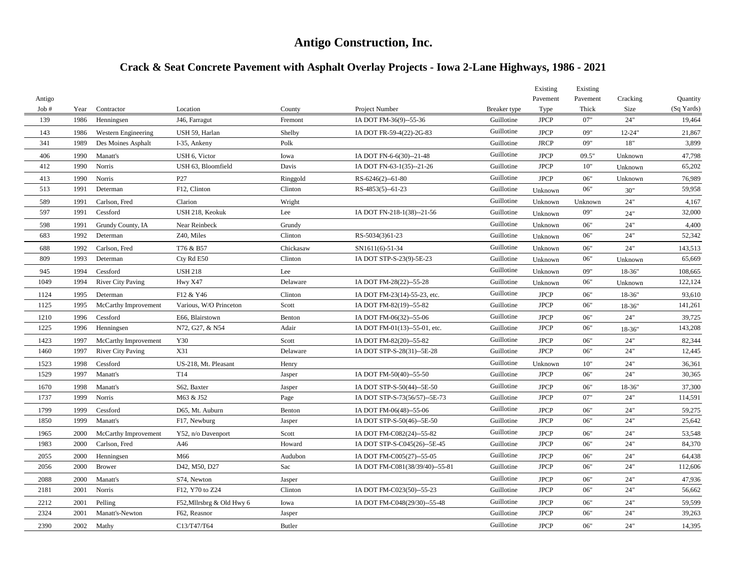# Antigo Construction, Inc.

## Crack & Seat Concrete Pavement with Asphalt Overlay Projects - Iowa 2-Lane Highways, 1986 - 2021

| Antigo Job # | Year | Contractor | Location | County | Project Number | Breaker type | Existing Pavement Type | Existing Pavement Thick | Cracking Size | Quantity (Sq Yards) |
|---|---|---|---|---|---|---|---|---|---|---|
| 139 | 1986 | Henningsen | J46, Farragut | Fremont | IA DOT FM-36(9)--55-36 | Guillotine | JPCP | 07" | 24" | 19,464 |
| 143 | 1986 | Western Engineering | USH 59, Harlan | Shelby | IA DOT FR-59-4(22)-2G-83 | Guillotine | JPCP | 09" | 12-24" | 21,867 |
| 341 | 1989 | Des Moines Asphalt | I-35, Ankeny | Polk | | Guillotine | JRCP | 09" | 18" | 3,899 |
| 406 | 1990 | Manatt's | USH 6, Victor | Iowa | IA DOT FN-6-6(30)--21-48 | Guillotine | JPCP | 09.5" | Unknown | 47,798 |
| 412 | 1990 | Norris | USH 63, Bloomfield | Davis | IA DOT FN-63-1(35)--21-26 | Guillotine | JPCP | 10" | Unknown | 65,202 |
| 413 | 1990 | Norris | P27 | Ringgold | RS-6246(2)--61-80 | Guillotine | JPCP | 06" | Unknown | 76,989 |
| 513 | 1991 | Determan | F12, Clinton | Clinton | RS-4853(5)--61-23 | Guillotine | Unknown | 06" | 30" | 59,958 |
| 589 | 1991 | Carlson, Fred | Clarion | Wright | | Guillotine | Unknown | Unknown | 24" | 4,167 |
| 597 | 1991 | Cessford | USH 218, Keokuk | Lee | IA DOT FN-218-1(38)--21-56 | Guillotine | Unknown | 09" | 24" | 32,000 |
| 598 | 1991 | Grundy County, IA | Near Reinbeck | Grundy | | Guillotine | Unknown | 06" | 24" | 4,400 |
| 683 | 1992 | Determan | Z40, Miles | Clinton | RS-5034(3)61-23 | Guillotine | Unknown | 06" | 24" | 52,342 |
| 688 | 1992 | Carlson, Fred | T76 & B57 | Chickasaw | SN1611(6)-51-34 | Guillotine | Unknown | 06" | 24" | 143,513 |
| 809 | 1993 | Determan | Cty Rd E50 | Clinton | IA DOT STP-S-23(9)-5E-23 | Guillotine | Unknown | 06" | Unknown | 65,669 |
| 945 | 1994 | Cessford | USH 218 | Lee | | Guillotine | Unknown | 09" | 18-36" | 108,665 |
| 1049 | 1994 | River City Paving | Hwy X47 | Delaware | IA DOT FM-28(22)--55-28 | Guillotine | Unknown | 06" | Unknown | 122,124 |
| 1124 | 1995 | Determan | F12 & Y46 | Clinton | IA DOT FM-23(14)-55-23, etc. | Guillotine | JPCP | 06" | 18-36" | 93,610 |
| 1125 | 1995 | McCarthy Improvement | Various, W/O Princeton | Scott | IA DOT FM-82(19)--55-82 | Guillotine | JPCP | 06" | 18-36" | 141,261 |
| 1210 | 1996 | Cessford | E66, Blairstown | Benton | IA DOT FM-06(32)--55-06 | Guillotine | JPCP | 06" | 24" | 39,725 |
| 1225 | 1996 | Henningsen | N72, G27, & N54 | Adair | IA DOT FM-01(13)--55-01, etc. | Guillotine | JPCP | 06" | 18-36" | 143,208 |
| 1423 | 1997 | McCarthy Improvement | Y30 | Scott | IA DOT FM-82(20)--55-82 | Guillotine | JPCP | 06" | 24" | 82,344 |
| 1460 | 1997 | River City Paving | X31 | Delaware | IA DOT STP-S-28(31)--5E-28 | Guillotine | JPCP | 06" | 24" | 12,445 |
| 1523 | 1998 | Cessford | US-218, Mt. Pleasant | Henry | | Guillotine | Unknown | 10" | 24" | 36,361 |
| 1529 | 1997 | Manatt's | T14 | Jasper | IA DOT FM-50(40)--55-50 | Guillotine | JPCP | 06" | 24" | 30,365 |
| 1670 | 1998 | Manatt's | S62, Baxter | Jasper | IA DOT STP-S-50(44)--5E-50 | Guillotine | JPCP | 06" | 18-36" | 37,300 |
| 1737 | 1999 | Norris | M63 & J52 | Page | IA DOT STP-S-73(56/57)--5E-73 | Guillotine | JPCP | 07" | 24" | 114,591 |
| 1799 | 1999 | Cessford | D65, Mt. Auburn | Benton | IA DOT FM-06(48)--55-06 | Guillotine | JPCP | 06" | 24" | 59,275 |
| 1850 | 1999 | Manatt's | F17, Newburg | Jasper | IA DOT STP-S-50(46)--5E-50 | Guillotine | JPCP | 06" | 24" | 25,642 |
| 1965 | 2000 | McCarthy Improvement | Y52, n/o Davenport | Scott | IA DOT FM-C082(24)--55-82 | Guillotine | JPCP | 06" | 24" | 53,548 |
| 1983 | 2000 | Carlson, Fred | A46 | Howard | IA DOT STP-S-C045(26)--5E-45 | Guillotine | JPCP | 06" | 24" | 84,370 |
| 2055 | 2000 | Henningsen | M66 | Audubon | IA DOT FM-C005(27)--55-05 | Guillotine | JPCP | 06" | 24" | 64,438 |
| 2056 | 2000 | Brower | D42, M50, D27 | Sac | IA DOT FM-C081(38/39/40)--55-81 | Guillotine | JPCP | 06" | 24" | 112,606 |
| 2088 | 2000 | Manatt's | S74, Newton | Jasper | | Guillotine | JPCP | 06" | 24" | 47,936 |
| 2181 | 2001 | Norris | F12, Y70 to Z24 | Clinton | IA DOT FM-C023(50)--55-23 | Guillotine | JPCP | 06" | 24" | 56,662 |
| 2212 | 2001 | Pelling | F52,Mllrsbrg & Old Hwy 6 | Iowa | IA DOT FM-C048(29/30)--55-48 | Guillotine | JPCP | 06" | 24" | 59,599 |
| 2324 | 2001 | Manatt's-Newton | F62, Reasnor | Jasper | | Guillotine | JPCP | 06" | 24" | 39,263 |
| 2390 | 2002 | Mathy | C13/T47/T64 | Butler | | Guillotine | JPCP | 06" | 24" | 14,395 |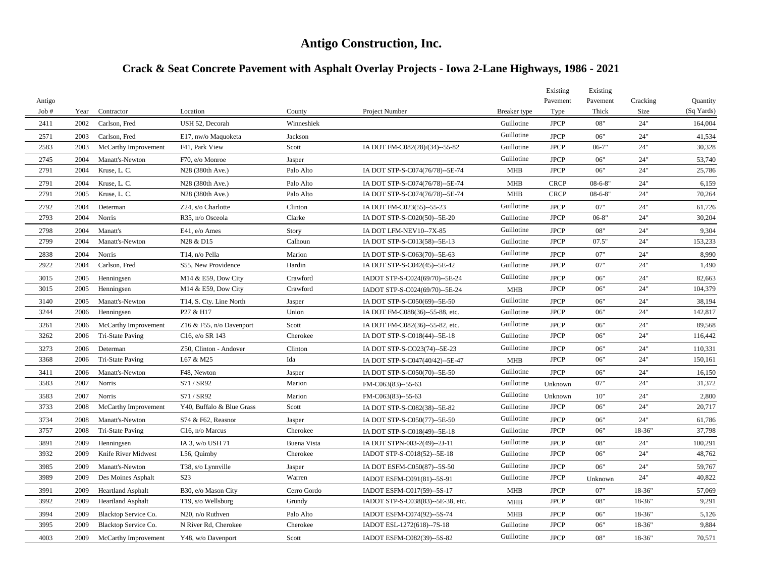# Antigo Construction, Inc.

## Crack & Seat Concrete Pavement with Asphalt Overlay Projects - Iowa 2-Lane Highways, 1986 - 2021

| Antigo Job # | Year | Contractor | Location | County | Project Number | Breaker type | Existing Pavement Type | Existing Pavement Thick | Cracking Size | Quantity (Sq Yards) |
|---|---|---|---|---|---|---|---|---|---|---|
| 2411 | 2002 | Carlson, Fred | USH 52, Decorah | Winneshiek | | Guillotine | JPCP | 08" | 24" | 164,004 |
| 2571 | 2003 | Carlson, Fred | E17, nw/o Maquoketa | Jackson | | Guillotine | JPCP | 06" | 24" | 41,534 |
| 2583 | 2003 | McCarthy Improvement | F41, Park View | Scott | IA DOT FM-C082(28)/(34)--55-82 | Guillotine | JPCP | 06-7" | 24" | 30,328 |
| 2745 | 2004 | Manatt's-Newton | F70, e/o Monroe | Jasper | | Guillotine | JPCP | 06" | 24" | 53,740 |
| 2791 | 2004 | Kruse, L. C. | N28 (380th Ave.) | Palo Alto | IA DOT STP-S-C074(76/78)--5E-74 | MHB | JPCP | 06" | 24" | 25,786 |
| 2791 | 2004 | Kruse, L. C. | N28 (380th Ave.) | Palo Alto | IA DOT STP-S-C074(76/78)--5E-74 | MHB | CRCP | 08-6-8" | 24" | 6,159 |
| 2791 | 2005 | Kruse, L. C. | N28 (380th Ave.) | Palo Alto | IA DOT STP-S-C074(76/78)--5E-74 | MHB | CRCP | 08-6-8" | 24" | 70,264 |
| 2792 | 2004 | Determan | Z24, s/o Charlotte | Clinton | IA DOT FM-C023(55)--55-23 | Guillotine | JPCP | 07" | 24" | 61,726 |
| 2793 | 2004 | Norris | R35, n/o Osceola | Clarke | IA DOT STP-S-C020(50)--5E-20 | Guillotine | JPCP | 06-8" | 24" | 30,204 |
| 2798 | 2004 | Manatt's | E41, e/o Ames | Story | IA DOT LFM-NEV10--7X-85 | Guillotine | JPCP | 08" | 24" | 9,304 |
| 2799 | 2004 | Manatt's-Newton | N28 & D15 | Calhoun | IA DOT STP-S-C013(58)--5E-13 | Guillotine | JPCP | 07.5" | 24" | 153,233 |
| 2838 | 2004 | Norris | T14, n/o Pella | Marion | IA DOT STP-S-C063(70)--5E-63 | Guillotine | JPCP | 07" | 24" | 8,990 |
| 2922 | 2004 | Carlson, Fred | S55, New Providence | Hardin | IA DOT STP-S-C042(45)--5E-42 | Guillotine | JPCP | 07" | 24" | 1,490 |
| 3015 | 2005 | Henningsen | M14 & E59, Dow City | Crawford | IADOT STP-S-C024(69/70)--5E-24 | Guillotine | JPCP | 06" | 24" | 82,663 |
| 3015 | 2005 | Henningsen | M14 & E59, Dow City | Crawford | IADOT STP-S-C024(69/70)--5E-24 | MHB | JPCP | 06" | 24" | 104,379 |
| 3140 | 2005 | Manatt's-Newton | T14, S. Cty. Line North | Jasper | IA DOT STP-S-C050(69)--5E-50 | Guillotine | JPCP | 06" | 24" | 38,194 |
| 3244 | 2006 | Henningsen | P27 & H17 | Union | IA DOT FM-C088(36)--55-88, etc. | Guillotine | JPCP | 06" | 24" | 142,817 |
| 3261 | 2006 | McCarthy Improvement | Z16 & F55, n/o Davenport | Scott | IA DOT FM-C082(36)--55-82, etc. | Guillotine | JPCP | 06" | 24" | 89,568 |
| 3262 | 2006 | Tri-State Paving | C16, e/o SR 143 | Cherokee | IA DOT STP-S-C018(44)--5E-18 | Guillotine | JPCP | 06" | 24" | 116,442 |
| 3273 | 2006 | Determan | Z50, Clinton - Andover | Clinton | IA DOT STP-S-CO23(74)--5E-23 | Guillotine | JPCP | 06" | 24" | 110,331 |
| 3368 | 2006 | Tri-State Paving | L67 & M25 | Ida | IA DOT STP-S-C047(40/42)--5E-47 | MHB | JPCP | 06" | 24" | 150,161 |
| 3411 | 2006 | Manatt's-Newton | F48, Newton | Jasper | IA DOT STP-S-C050(70)--5E-50 | Guillotine | JPCP | 06" | 24" | 16,150 |
| 3583 | 2007 | Norris | S71 / SR92 | Marion | FM-C063(83)--55-63 | Guillotine | Unknown | 07" | 24" | 31,372 |
| 3583 | 2007 | Norris | S71 / SR92 | Marion | FM-C063(83)--55-63 | Guillotine | Unknown | 10" | 24" | 2,800 |
| 3733 | 2008 | McCarthy Improvement | Y40, Buffalo & Blue Grass | Scott | IA DOT STP-S-C082(38)--5E-82 | Guillotine | JPCP | 06" | 24" | 20,717 |
| 3734 | 2008 | Manatt's-Newton | S74 & F62, Reasnor | Jasper | IA DOT STP-S-C050(77)--5E-50 | Guillotine | JPCP | 06" | 24" | 61,786 |
| 3757 | 2008 | Tri-State Paving | C16, n/o Marcus | Cherokee | IA DOT STP-S-C018(49)--5E-18 | Guillotine | JPCP | 06" | 18-36" | 37,798 |
| 3891 | 2009 | Henningsen | IA 3, w/o USH 71 | Buena Vista | IA DOT STPN-003-2(49)--2J-11 | Guillotine | JPCP | 08" | 24" | 100,291 |
| 3932 | 2009 | Knife River Midwest | L56, Quimby | Cherokee | IADOT STP-S-C018(52)--5E-18 | Guillotine | JPCP | 06" | 24" | 48,762 |
| 3985 | 2009 | Manatt's-Newton | T38, s/o Lynnville | Jasper | IA DOT ESFM-C050(87)--5S-50 | Guillotine | JPCP | 06" | 24" | 59,767 |
| 3989 | 2009 | Des Moines Asphalt | S23 | Warren | IADOT ESFM-C091(81)--5S-91 | Guillotine | JPCP | Unknown | 24" | 40,822 |
| 3991 | 2009 | Heartland Asphalt | B30, e/o Mason City | Cerro Gordo | IADOT ESFM-C017(59)--5S-17 | MHB | JPCP | 07" | 18-36" | 57,069 |
| 3992 | 2009 | Heartland Asphalt | T19, s/o Wellsburg | Grundy | IADOT STP-S-C038(83)--5E-38, etc. | MHB | JPCP | 08" | 18-36" | 9,291 |
| 3994 | 2009 | Blacktop Service Co. | N20, n/o Ruthven | Palo Alto | IADOT ESFM-C074(92)--5S-74 | MHB | JPCP | 06" | 18-36" | 5,126 |
| 3995 | 2009 | Blacktop Service Co. | N River Rd, Cherokee | Cherokee | IADOT ESL-1272(618)--7S-18 | Guillotine | JPCP | 06" | 18-36" | 9,884 |
| 4003 | 2009 | McCarthy Improvement | Y48, w/o Davenport | Scott | IADOT ESFM-C082(39)--5S-82 | Guillotine | JPCP | 08" | 18-36" | 70,571 |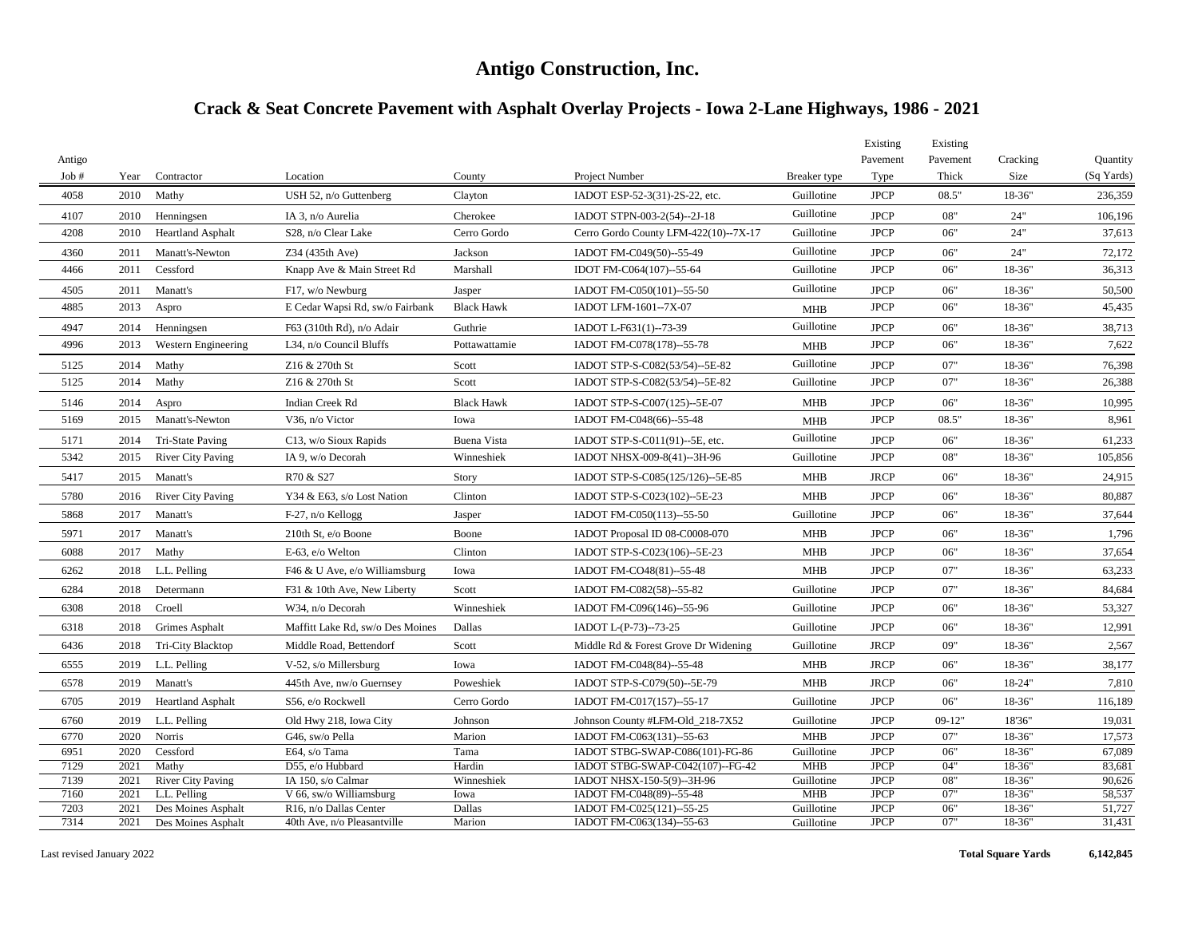# Antigo Construction, Inc.

## Crack & Seat Concrete Pavement with Asphalt Overlay Projects - Iowa 2-Lane Highways, 1986 - 2021

| Antigo Job # | Year | Contractor | Location | County | Project Number | Breaker type | Existing Pavement Type | Existing Pavement Thick | Cracking Size | Quantity (Sq Yards) |
|---|---|---|---|---|---|---|---|---|---|---|
| 4058 | 2010 | Mathy | USH 52, n/o Guttenberg | Clayton | IADOT ESP-52-3(31)-2S-22, etc. | Guillotine | JPCP | 08.5" | 18-36" | 236,359 |
| 4107 | 2010 | Henningsen | IA 3, n/o Aurelia | Cherokee | IADOT STPN-003-2(54)--2J-18 | Guillotine | JPCP | 08" | 24" | 106,196 |
| 4208 | 2010 | Heartland Asphalt | S28, n/o Clear Lake | Cerro Gordo | Cerro Gordo County LFM-422(10)--7X-17 | Guillotine | JPCP | 06" | 24" | 37,613 |
| 4360 | 2011 | Manatt's-Newton | Z34 (435th Ave) | Jackson | IADOT FM-C049(50)--55-49 | Guillotine | JPCP | 06" | 24" | 72,172 |
| 4466 | 2011 | Cessford | Knapp Ave & Main Street Rd | Marshall | IDOT FM-C064(107)--55-64 | Guillotine | JPCP | 06" | 18-36" | 36,313 |
| 4505 | 2011 | Manatt's | F17, w/o Newburg | Jasper | IADOT FM-C050(101)--55-50 | Guillotine | JPCP | 06" | 18-36" | 50,500 |
| 4885 | 2013 | Aspro | E Cedar Wapsi Rd, sw/o Fairbank | Black Hawk | IADOT LFM-1601--7X-07 | MHB | JPCP | 06" | 18-36" | 45,435 |
| 4947 | 2014 | Henningsen | F63 (310th Rd), n/o Adair | Guthrie | IADOT L-F631(1)--73-39 | Guillotine | JPCP | 06" | 18-36" | 38,713 |
| 4996 | 2013 | Western Engineering | L34, n/o Council Bluffs | Pottawattamie | IADOT FM-C078(178)--55-78 | MHB | JPCP | 06" | 18-36" | 7,622 |
| 5125 | 2014 | Mathy | Z16 & 270th St | Scott | IADOT STP-S-C082(53/54)--5E-82 | Guillotine | JPCP | 07" | 18-36" | 76,398 |
| 5125 | 2014 | Mathy | Z16 & 270th St | Scott | IADOT STP-S-C082(53/54)--5E-82 | Guillotine | JPCP | 07" | 18-36" | 26,388 |
| 5146 | 2014 | Aspro | Indian Creek Rd | Black Hawk | IADOT STP-S-C007(125)--5E-07 | MHB | JPCP | 06" | 18-36" | 10,995 |
| 5169 | 2015 | Manatt's-Newton | V36, n/o Victor | Iowa | IADOT FM-C048(66)--55-48 | MHB | JPCP | 08.5" | 18-36" | 8,961 |
| 5171 | 2014 | Tri-State Paving | C13, w/o Sioux Rapids | Buena Vista | IADOT STP-S-C011(91)--5E, etc. | Guillotine | JPCP | 06" | 18-36" | 61,233 |
| 5342 | 2015 | River City Paving | IA 9, w/o Decorah | Winneshiek | IADOT NHSX-009-8(41)--3H-96 | Guillotine | JPCP | 08" | 18-36" | 105,856 |
| 5417 | 2015 | Manatt's | R70 & S27 | Story | IADOT STP-S-C085(125/126)--5E-85 | MHB | JRCP | 06" | 18-36" | 24,915 |
| 5780 | 2016 | River City Paving | Y34 & E63, s/o Lost Nation | Clinton | IADOT STP-S-C023(102)--5E-23 | MHB | JPCP | 06" | 18-36" | 80,887 |
| 5868 | 2017 | Manatt's | F-27, n/o Kellogg | Jasper | IADOT FM-C050(113)--55-50 | Guillotine | JPCP | 06" | 18-36" | 37,644 |
| 5971 | 2017 | Manatt's | 210th St, e/o Boone | Boone | IADOT Proposal ID 08-C0008-070 | MHB | JPCP | 06" | 18-36" | 1,796 |
| 6088 | 2017 | Mathy | E-63, e/o Welton | Clinton | IADOT STP-S-C023(106)--5E-23 | MHB | JPCP | 06" | 18-36" | 37,654 |
| 6262 | 2018 | L.L. Pelling | F46 & U Ave, e/o Williamsburg | Iowa | IADOT FM-CO48(81)--55-48 | MHB | JPCP | 07" | 18-36" | 63,233 |
| 6284 | 2018 | Determann | F31 & 10th Ave, New Liberty | Scott | IADOT FM-C082(58)--55-82 | Guillotine | JPCP | 07" | 18-36" | 84,684 |
| 6308 | 2018 | Croell | W34, n/o Decorah | Winneshiek | IADOT FM-C096(146)--55-96 | Guillotine | JPCP | 06" | 18-36" | 53,327 |
| 6318 | 2018 | Grimes Asphalt | Maffitt Lake Rd, sw/o Des Moines | Dallas | IADOT L-(P-73)--73-25 | Guillotine | JPCP | 06" | 18-36" | 12,991 |
| 6436 | 2018 | Tri-City Blacktop | Middle Road, Bettendorf | Scott | Middle Rd & Forest Grove Dr Widening | Guillotine | JRCP | 09" | 18-36" | 2,567 |
| 6555 | 2019 | L.L. Pelling | V-52, s/o Millersburg | Iowa | IADOT FM-C048(84)--55-48 | MHB | JRCP | 06" | 18-36" | 38,177 |
| 6578 | 2019 | Manatt's | 445th Ave, nw/o Guernsey | Poweshiek | IADOT STP-S-C079(50)--5E-79 | MHB | JRCP | 06" | 18-24" | 7,810 |
| 6705 | 2019 | Heartland Asphalt | S56, e/o Rockwell | Cerro Gordo | IADOT FM-C017(157)--55-17 | Guillotine | JPCP | 06" | 18-36" | 116,189 |
| 6760 | 2019 | L.L. Pelling | Old Hwy 218, Iowa City | Johnson | Johnson County #LFM-Old_218-7X52 | Guillotine | JPCP | 09-12" | 18'36" | 19,031 |
| 6770 | 2020 | Norris | G46, sw/o Pella | Marion | IADOT FM-C063(131)--55-63 | MHB | JPCP | 07" | 18-36" | 17,573 |
| 6951 | 2020 | Cessford | E64, s/o Tama | Tama | IADOT STBG-SWAP-C086(101)-FG-86 | Guillotine | JPCP | 06" | 18-36" | 67,089 |
| 7129 | 2021 | Mathy | D55, e/o Hubbard | Hardin | IADOT STBG-SWAP-C042(107)--FG-42 | MHB | JPCP | 04" | 18-36" | 83,681 |
| 7139 | 2021 | River City Paving | IA 150, s/o Calmar | Winneshiek | IADOT NHSX-150-5(9)--3H-96 | Guillotine | JPCP | 08" | 18-36" | 90,626 |
| 7160 | 2021 | L.L. Pelling | V 66, sw/o Williamsburg | Iowa | IADOT FM-C048(89)--55-48 | MHB | JPCP | 07" | 18-36" | 58,537 |
| 7203 | 2021 | Des Moines Asphalt | R16, n/o Dallas Center | Dallas | IADOT FM-C025(121)--55-25 | Guillotine | JPCP | 06" | 18-36" | 51,727 |
| 7314 | 2021 | Des Moines Asphalt | 40th Ave, n/o Pleasantville | Marion | IADOT FM-C063(134)--55-63 | Guillotine | JPCP | 07" | 18-36" | 31,431 |

Last revised January 2022

**Total Square Yards** **6,142,845**